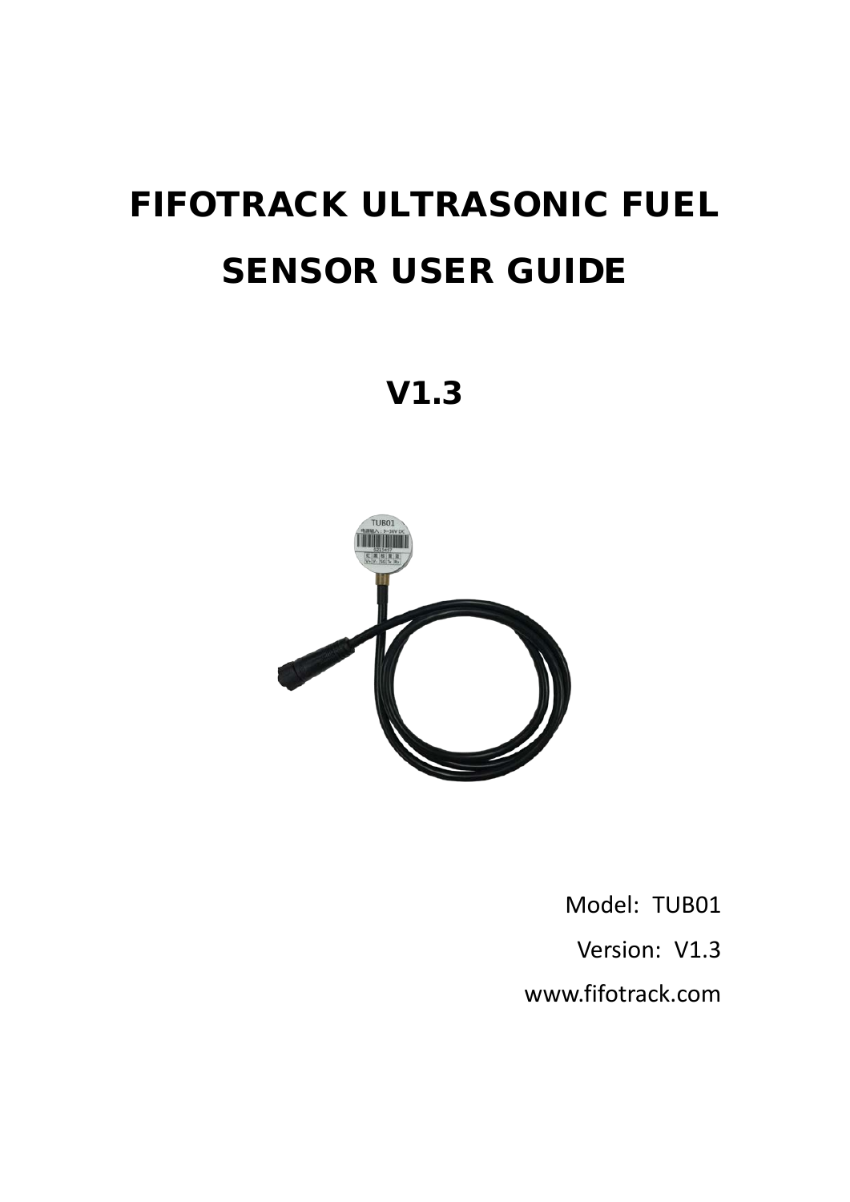# FIFOTRACK ULTRASONIC FUEL SENSOR USER GUIDE

## V1.3

Model: TUB01

Version: V1.3

www.fifotrack.com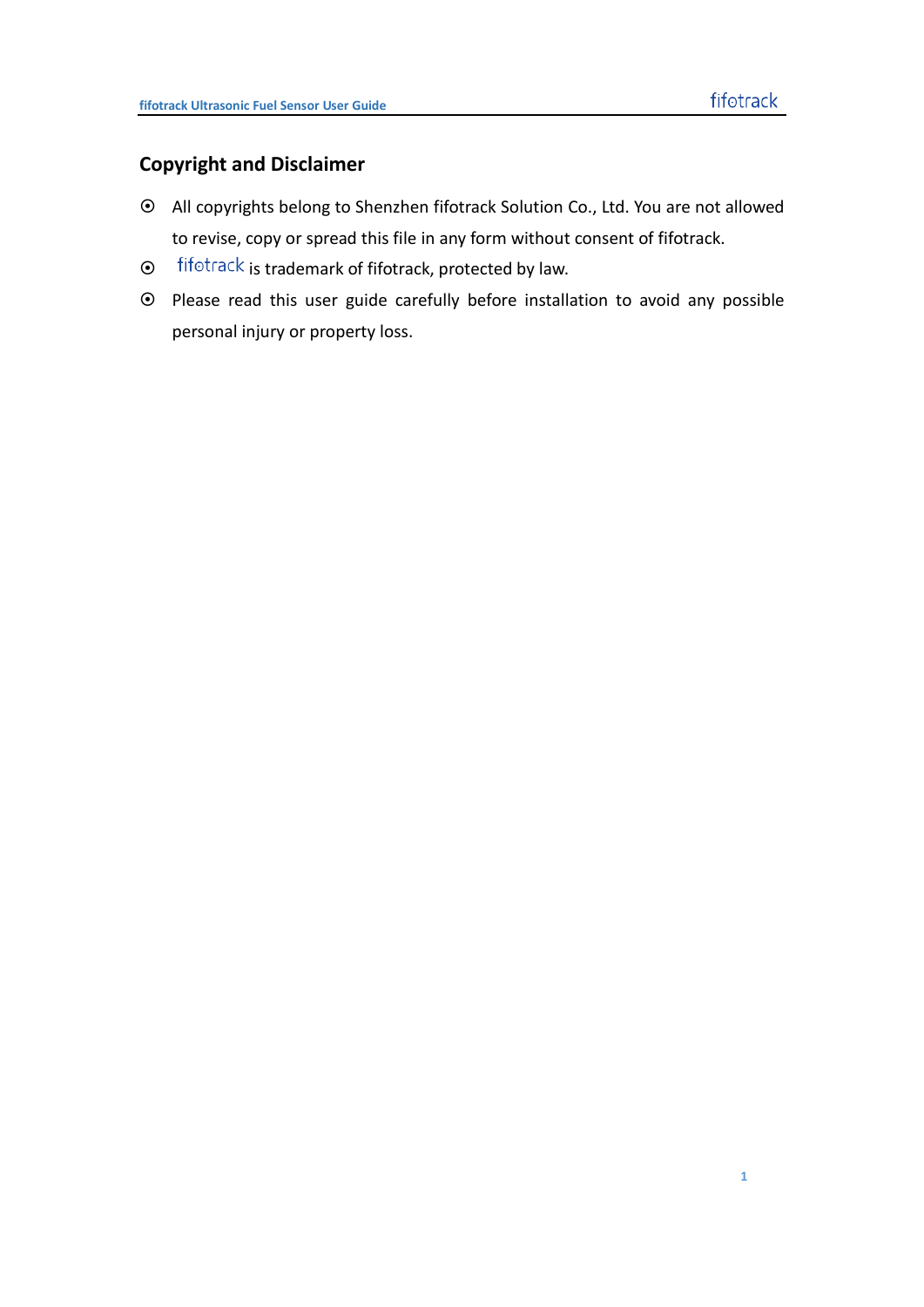## Copyright and Disclaimer

- All copyrights belong to Shenzhen fifotrack Solution Co., Ltd. You are not allowed to revise, copy or spread this file in any form without consent of fifotrack.
- fifotrack is trademark of fifotrack, protected by law.
- Please read this user guide carefully before installation to avoid any possible personal injury or property loss.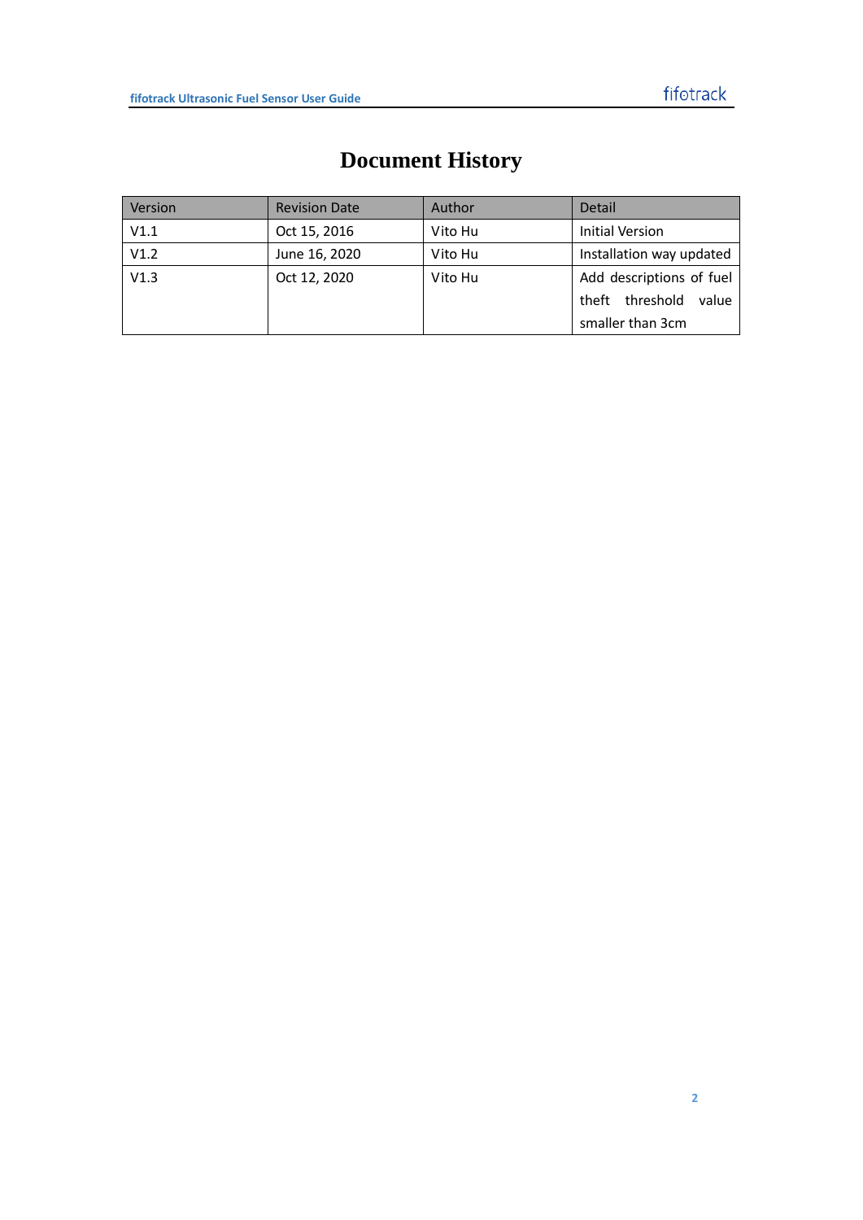# Document History

| Version | Revision Date | Author | Detail |
|---|---|---|---|
| V1.1 | Oct 15, 2016 | Vito Hu | Initial Version |
| V1.2 | June 16, 2020 | Vito Hu | Installation way updated |
| V1.3 | Oct 12, 2020 | Vito Hu | Add descriptions of fuel theft threshold value smaller than 3cm |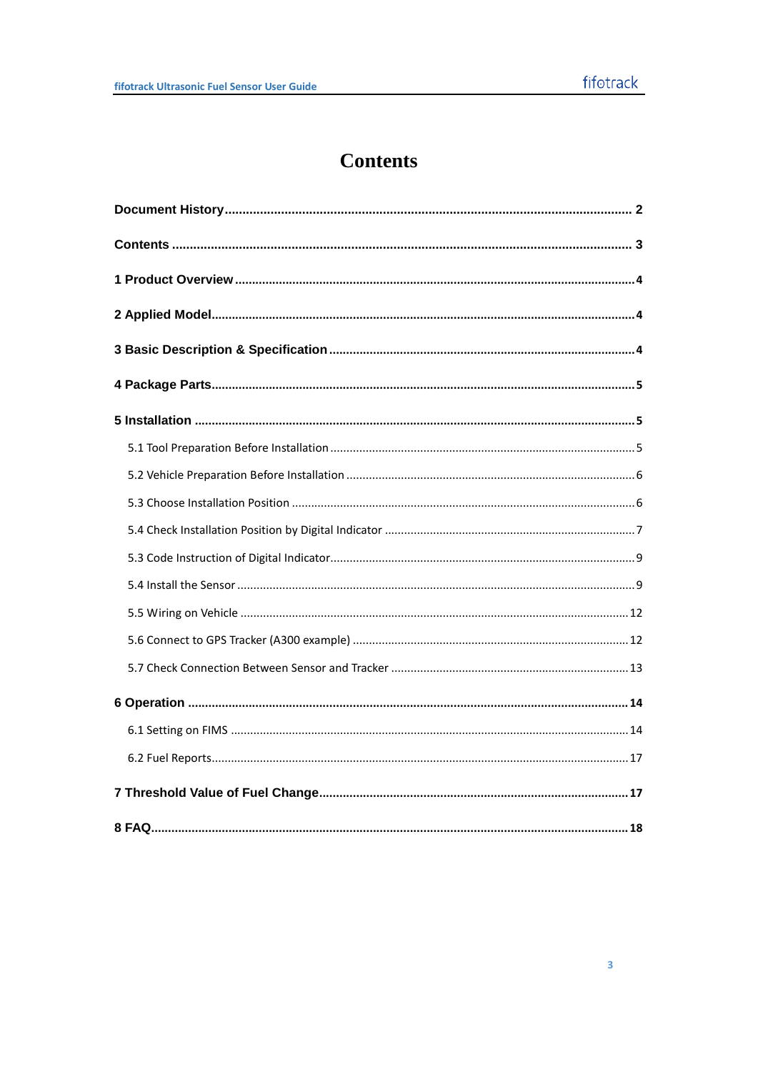# Contents

**Document History** .......... **2**

**Contents** .......... **3**

**1 Product Overview** .......... **4**

**2 Applied Model** .......... **4**

**3 Basic Description & Specification** .......... **4**

**4 Package Parts** .......... **5**

**5 Installation** .......... **5**

- 5.1 Tool Preparation Before Installation .......... 5
- 5.2 Vehicle Preparation Before Installation .......... 6
- 5.3 Choose Installation Position .......... 6
- 5.4 Check Installation Position by Digital Indicator .......... 7
- 5.3 Code Instruction of Digital Indicator .......... 9
- 5.4 Install the Sensor .......... 9
- 5.5 Wiring on Vehicle .......... 12
- 5.6 Connect to GPS Tracker (A300 example) .......... 12
- 5.7 Check Connection Between Sensor and Tracker .......... 13

**6 Operation** .......... **14**

- 6.1 Setting on FIMS .......... 14
- 6.2 Fuel Reports .......... 17

**7 Threshold Value of Fuel Change** .......... **17**

**8 FAQ** .......... **18**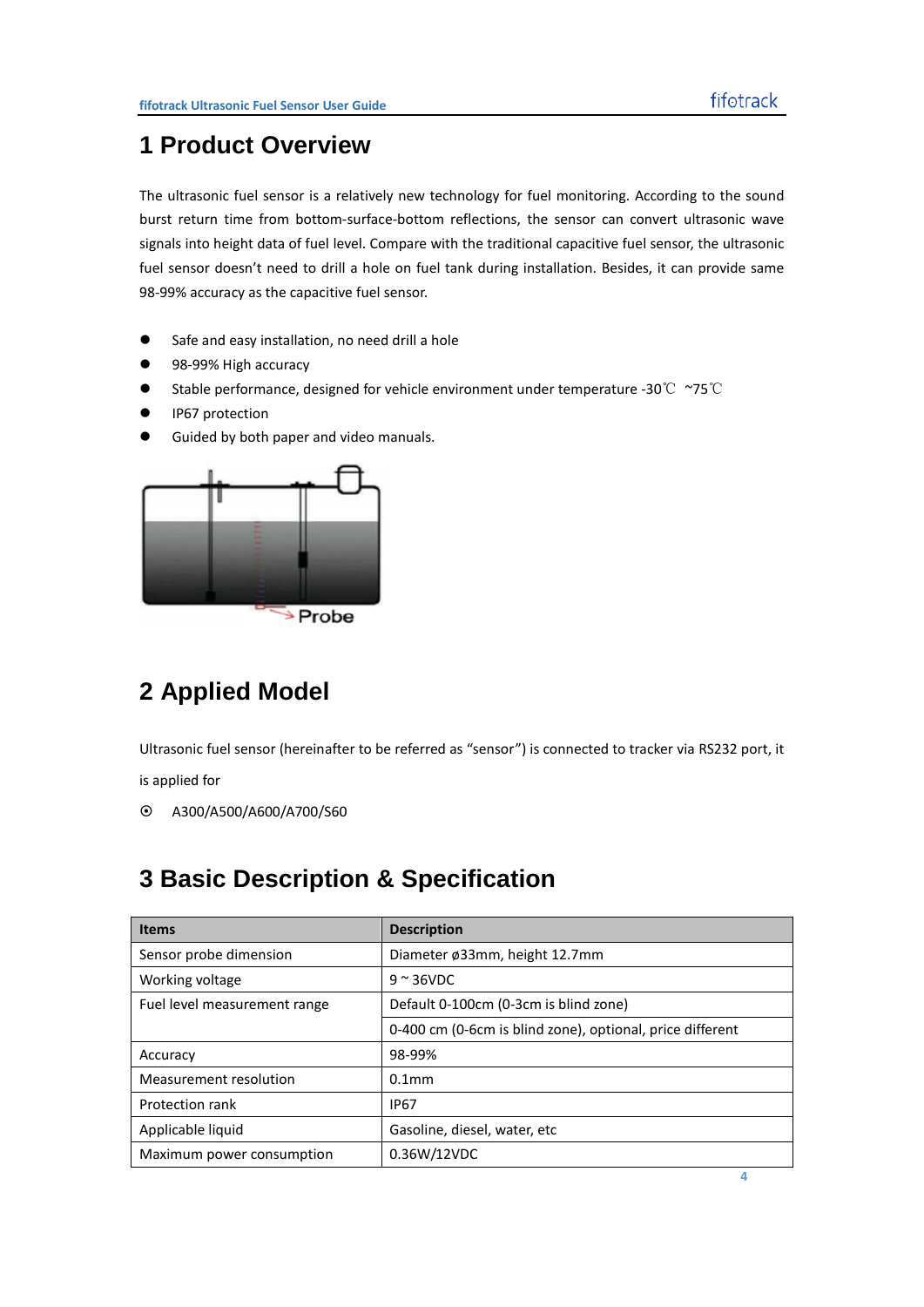# 1 Product Overview

The ultrasonic fuel sensor is a relatively new technology for fuel monitoring. According to the sound burst return time from bottom-surface-bottom reflections, the sensor can convert ultrasonic wave signals into height data of fuel level. Compare with the traditional capacitive fuel sensor, the ultrasonic fuel sensor doesn't need to drill a hole on fuel tank during installation. Besides, it can provide same 98-99% accuracy as the capacitive fuel sensor.

- Safe and easy installation, no need drill a hole
- 98-99% High accuracy
- Stable performance, designed for vehicle environment under temperature -30℃ ~75℃
- IP67 protection
- Guided by both paper and video manuals.

Probe

# 2 Applied Model

Ultrasonic fuel sensor (hereinafter to be referred as "sensor") is connected to tracker via RS232 port, it is applied for

- A300/A500/A600/A700/S60

# 3 Basic Description & Specification

| Items | Description |
|---|---|
| Sensor probe dimension | Diameter ø33mm, height 12.7mm |
| Working voltage | 9 ~ 36VDC |
| Fuel level measurement range | Default 0-100cm (0-3cm is blind zone) |
| | 0-400 cm (0-6cm is blind zone), optional, price different |
| Accuracy | 98-99% |
| Measurement resolution | 0.1mm |
| Protection rank | IP67 |
| Applicable liquid | Gasoline, diesel, water, etc |
| Maximum power consumption | 0.36W/12VDC |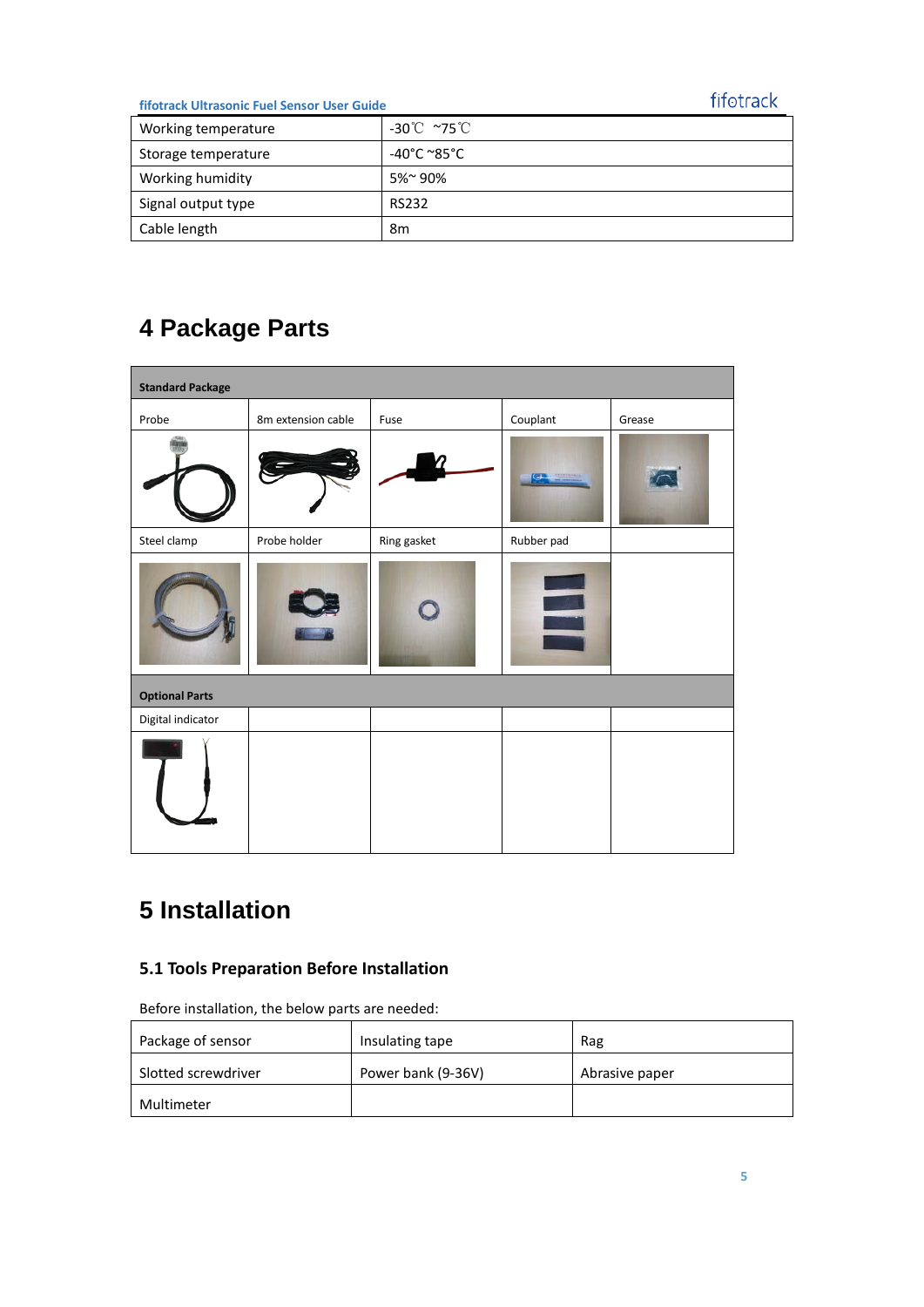| Working temperature | -30℃ ~75℃ |
|---|---|
| Storage temperature | -40°C ~85°C |
| Working humidity | 5%~ 90% |
| Signal output type | RS232 |
| Cable length | 8m |

# 4 Package Parts

| **Standard Package** | | | | |
|---|---|---|---|---|
| Probe | 8m extension cable | Fuse | Couplant | Grease |
| | | | | |
| Steel clamp | Probe holder | Ring gasket | Rubber pad | |
| | | | | |
| **Optional Parts** | | | | |
| Digital indicator | | | | |
| | | | | |

# 5 Installation

## 5.1 Tools Preparation Before Installation

Before installation, the below parts are needed:

| Package of sensor | Insulating tape | Rag |
|---|---|---|
| Slotted screwdriver | Power bank (9-36V) | Abrasive paper |
| Multimeter | | |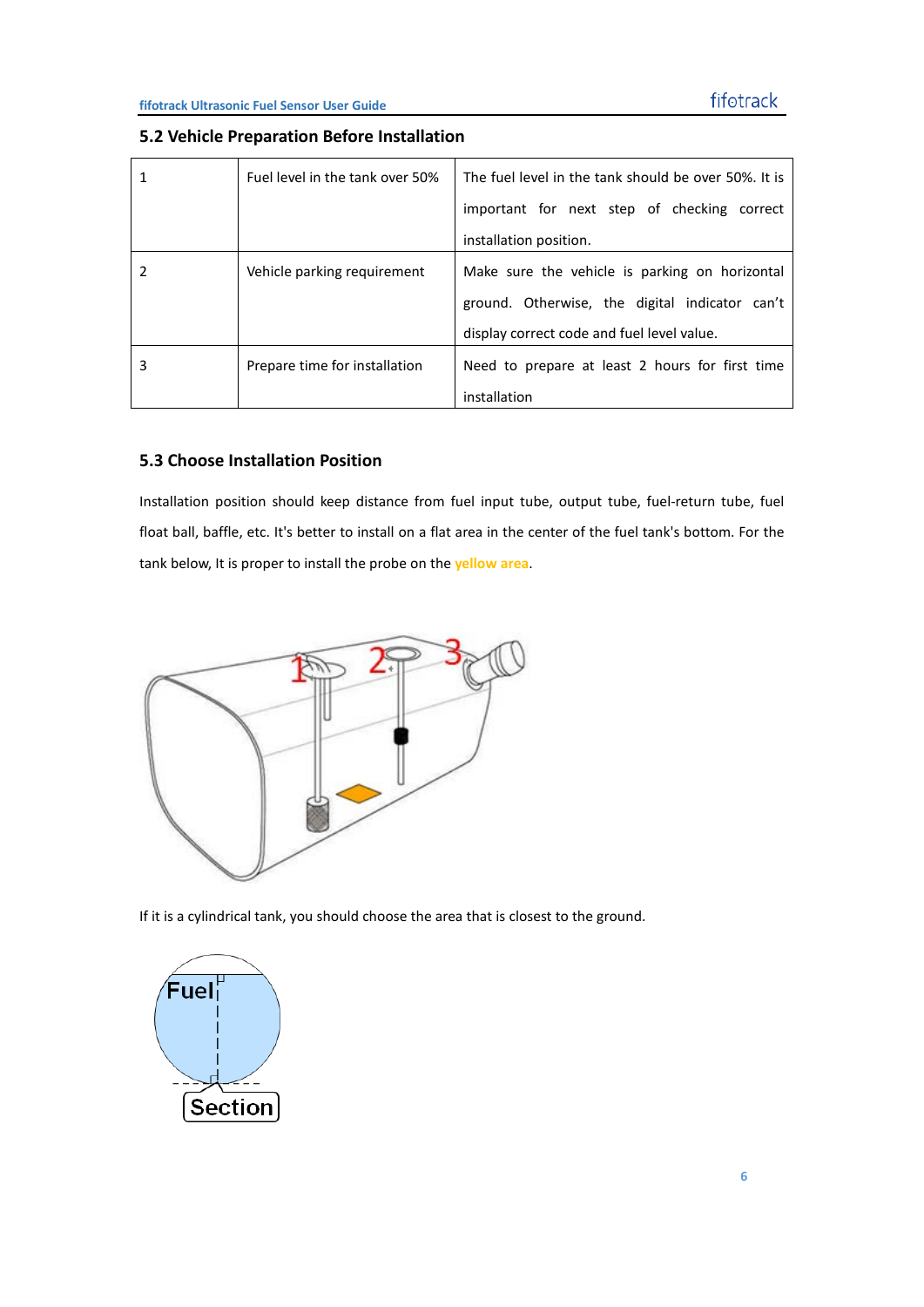## 5.2 Vehicle Preparation Before Installation

| | | |
|---|---|---|
| 1 | Fuel level in the tank over 50% | The fuel level in the tank should be over 50%. It is important for next step of checking correct installation position. |
| 2 | Vehicle parking requirement | Make sure the vehicle is parking on horizontal ground. Otherwise, the digital indicator can't display correct code and fuel level value. |
| 3 | Prepare time for installation | Need to prepare at least 2 hours for first time installation |

## 5.3 Choose Installation Position

Installation position should keep distance from fuel input tube, output tube, fuel-return tube, fuel float ball, baffle, etc. It's better to install on a flat area in the center of the fuel tank's bottom. For the tank below, It is proper to install the probe on the yellow area.

If it is a cylindrical tank, you should choose the area that is closest to the ground.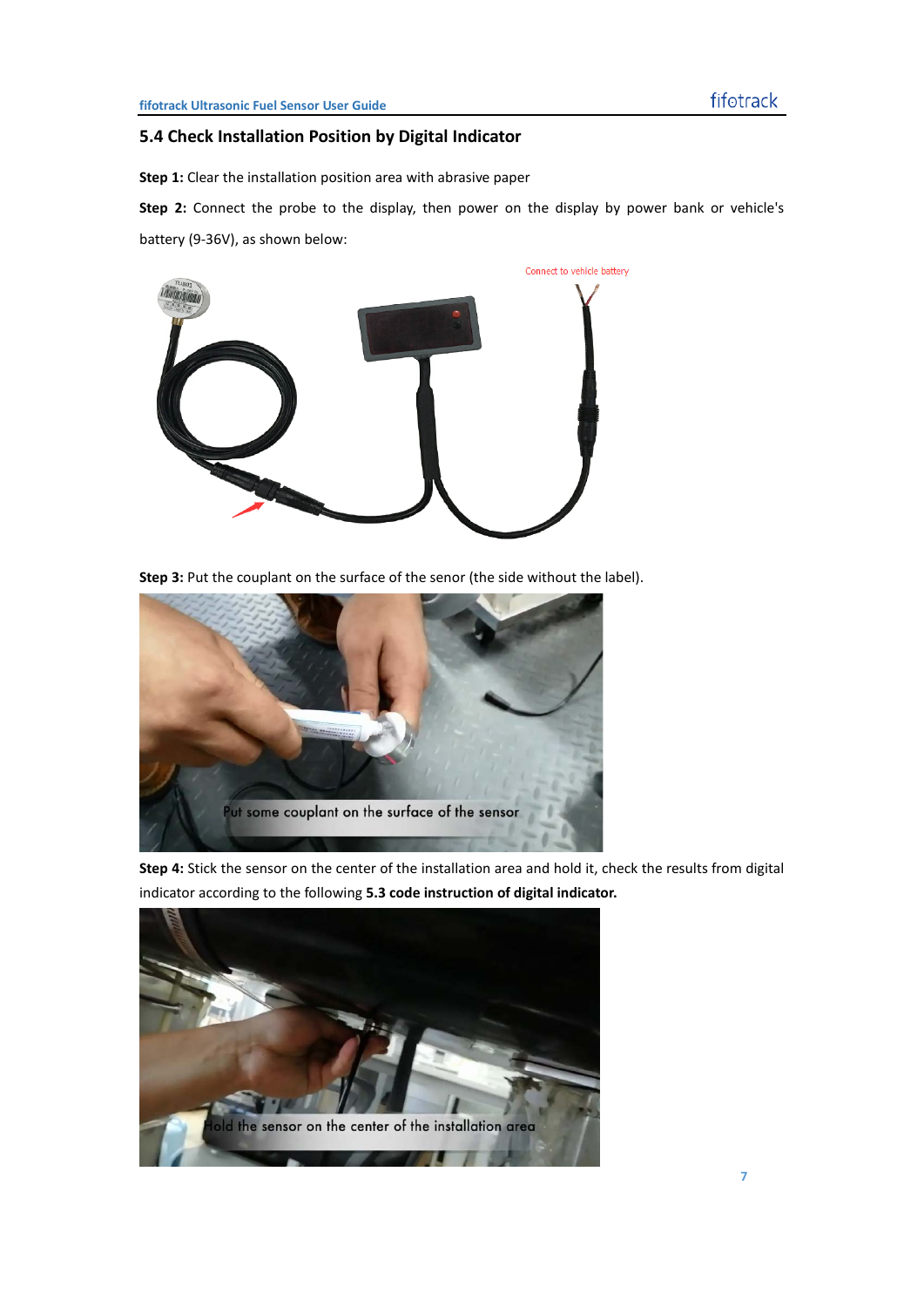## 5.4 Check Installation Position by Digital Indicator

**Step 1:** Clear the installation position area with abrasive paper

**Step 2:** Connect the probe to the display, then power on the display by power bank or vehicle's battery (9-36V), as shown below:

**Step 3:** Put the couplant on the surface of the senor (the side without the label).

**Step 4:** Stick the sensor on the center of the installation area and hold it, check the results from digital indicator according to the following **5.3 code instruction of digital indicator.**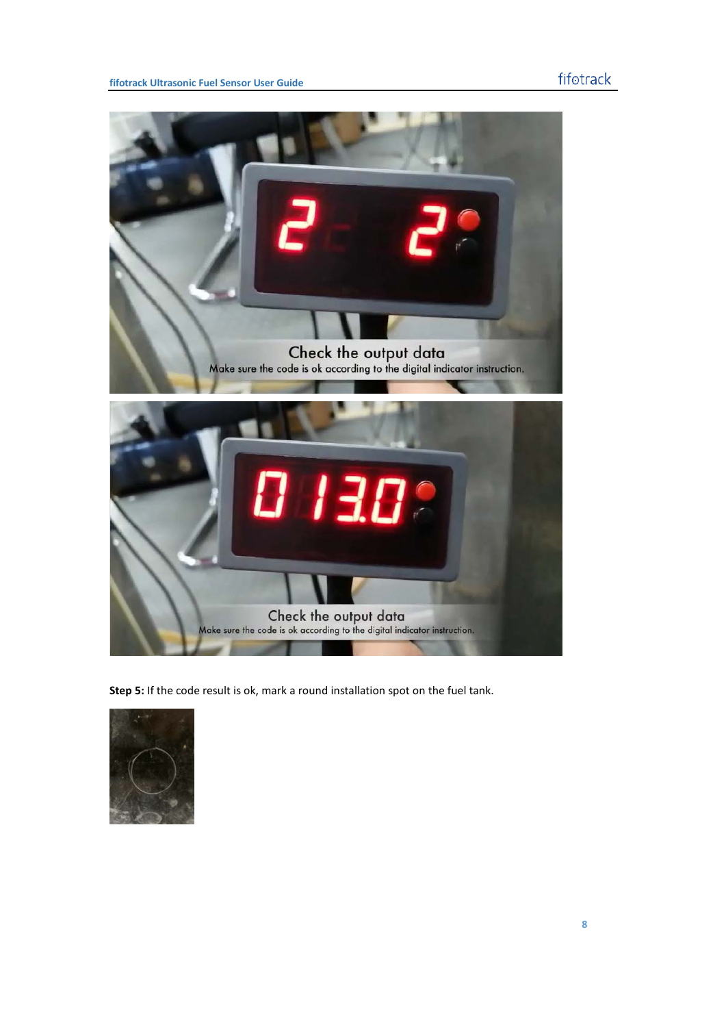**Step 5:** If the code result is ok, mark a round installation spot on the fuel tank.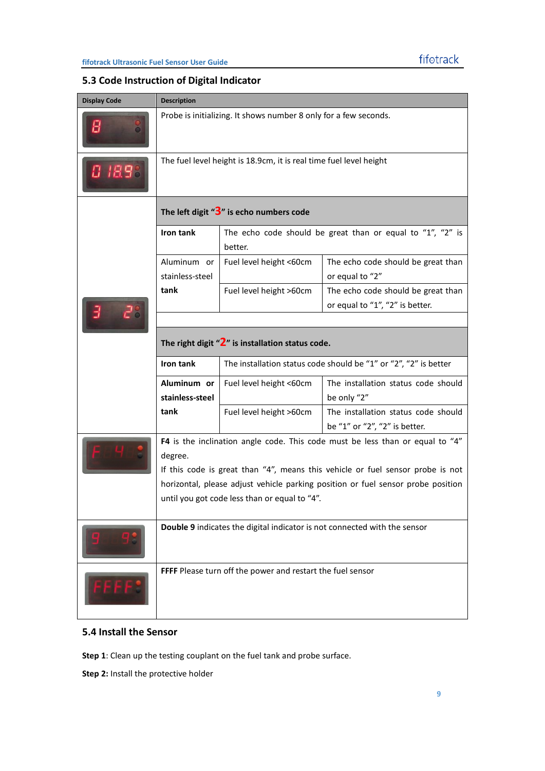## 5.3 Code Instruction of Digital Indicator

| Display Code | Description | | |
|---|---|---|---|
| 8 | Probe is initializing. It shows number 8 only for a few seconds. | | |
| 0 18.9 | The fuel level height is 18.9cm, it is real time fuel level height | | |
| 3 2 | **The left digit "3" is echo numbers code** | | |
| | **Iron tank** | The echo code should be great than or equal to "1", "2" is better. | |
| | Aluminum or stainless-steel **tank** | Fuel level height <60cm | The echo code should be great than or equal to "2" |
| | | Fuel level height >60cm | The echo code should be great than or equal to "1", "2" is better. |
| | **The right digit "2" is installation status code.** | | |
| | **Iron tank** | The installation status code should be "1" or "2", "2" is better | |
| | **Aluminum or stainless-steel tank** | Fuel level height <60cm | The installation status code should be only "2" |
| | | Fuel level height >60cm | The installation status code should be "1" or "2", "2" is better. |
| F 4 | **F4** is the inclination angle code. This code must be less than or equal to "4" degree. If this code is great than "4", means this vehicle or fuel sensor probe is not horizontal, please adjust vehicle parking position or fuel sensor probe position until you got code less than or equal to "4". | | |
| 9 9 | **Double 9** indicates the digital indicator is not connected with the sensor | | |
| FFFF | **FFFF** Please turn off the power and restart the fuel sensor | | |

## 5.4 Install the Sensor

**Step 1**: Clean up the testing couplant on the fuel tank and probe surface.

**Step 2:** Install the protective holder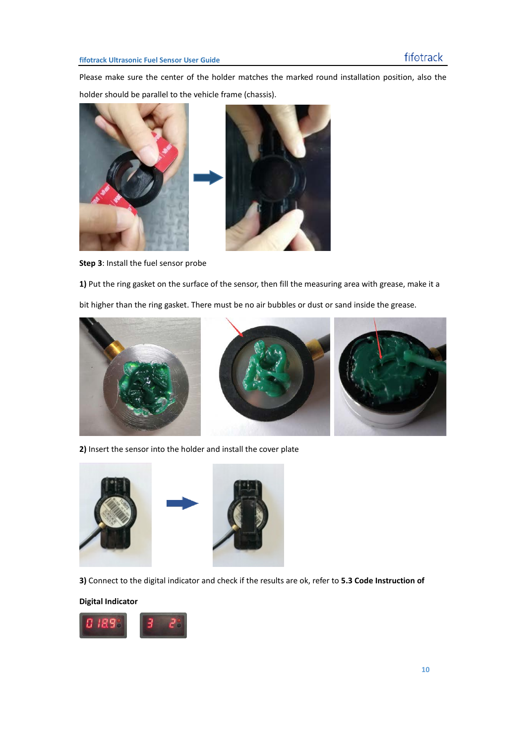Please make sure the center of the holder matches the marked round installation position, also the holder should be parallel to the vehicle frame (chassis).

**Step 3**: Install the fuel sensor probe

**1)** Put the ring gasket on the surface of the sensor, then fill the measuring area with grease, make it a bit higher than the ring gasket. There must be no air bubbles or dust or sand inside the grease.

**2)** Insert the sensor into the holder and install the cover plate

**3)** Connect to the digital indicator and check if the results are ok, refer to **5.3 Code Instruction of Digital Indicator**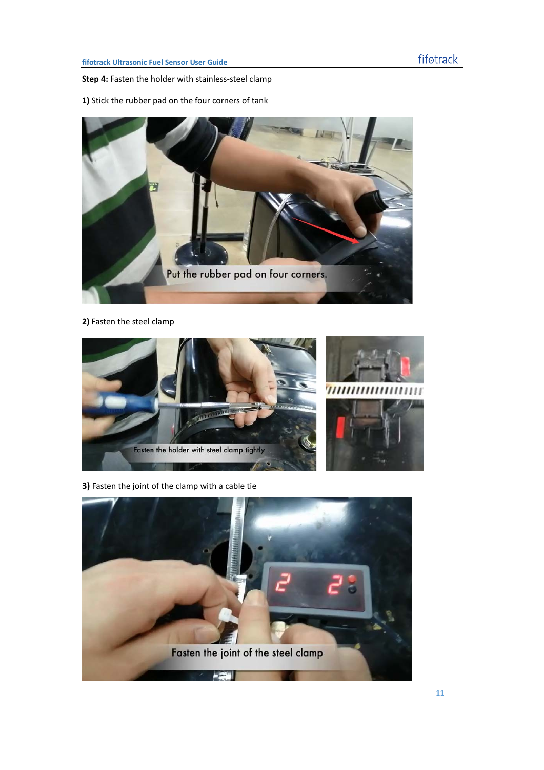**Step 4:** Fasten the holder with stainless-steel clamp

**1)** Stick the rubber pad on the four corners of tank

**2)** Fasten the steel clamp

**3)** Fasten the joint of the clamp with a cable tie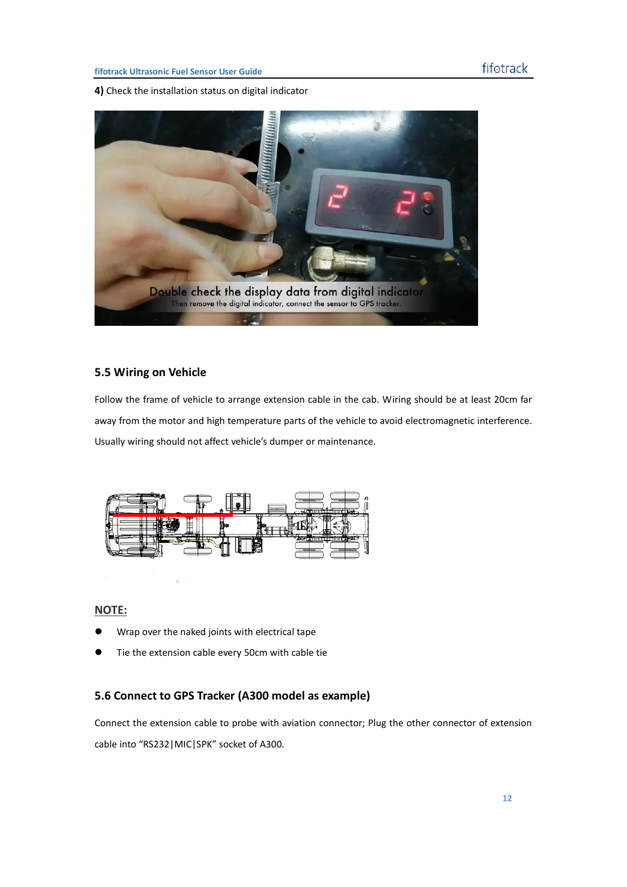**4)** Check the installation status on digital indicator

## 5.5 Wiring on Vehicle

Follow the frame of vehicle to arrange extension cable in the cab. Wiring should be at least 20cm far away from the motor and high temperature parts of the vehicle to avoid electromagnetic interference. Usually wiring should not affect vehicle's dumper or maintenance.

**NOTE:**

- Wrap over the naked joints with electrical tape
- Tie the extension cable every 50cm with cable tie

## 5.6 Connect to GPS Tracker (A300 model as example)

Connect the extension cable to probe with aviation connector; Plug the other connector of extension cable into "RS232|MIC|SPK" socket of A300.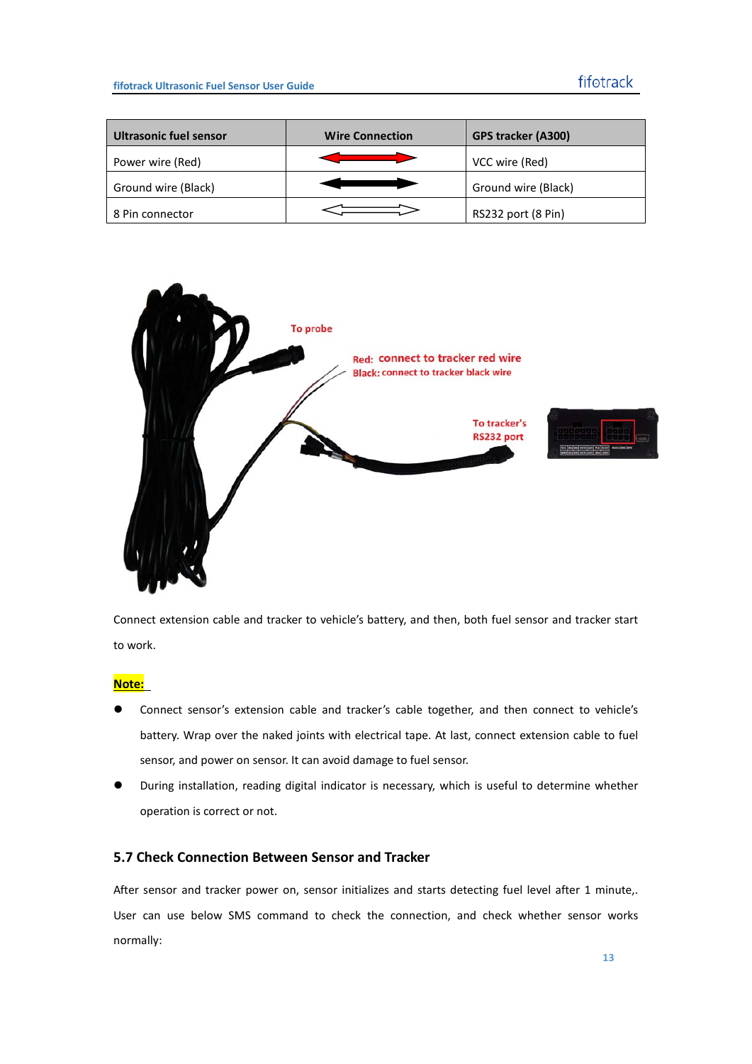| Ultrasonic fuel sensor | Wire Connection | GPS tracker (A300) |
| --- | --- | --- |
| Power wire (Red) | ⟷ | VCC wire (Red) |
| Ground wire (Black) | ⟷ | Ground wire (Black) |
| 8 Pin connector | ⟷ | RS232 port (8 Pin) |

Connect extension cable and tracker to vehicle's battery, and then, both fuel sensor and tracker start to work.

**Note:**

- Connect sensor's extension cable and tracker's cable together, and then connect to vehicle's battery. Wrap over the naked joints with electrical tape. At last, connect extension cable to fuel sensor, and power on sensor. It can avoid damage to fuel sensor.
- During installation, reading digital indicator is necessary, which is useful to determine whether operation is correct or not.

### 5.7 Check Connection Between Sensor and Tracker

After sensor and tracker power on, sensor initializes and starts detecting fuel level after 1 minute,. User can use below SMS command to check the connection, and check whether sensor works normally: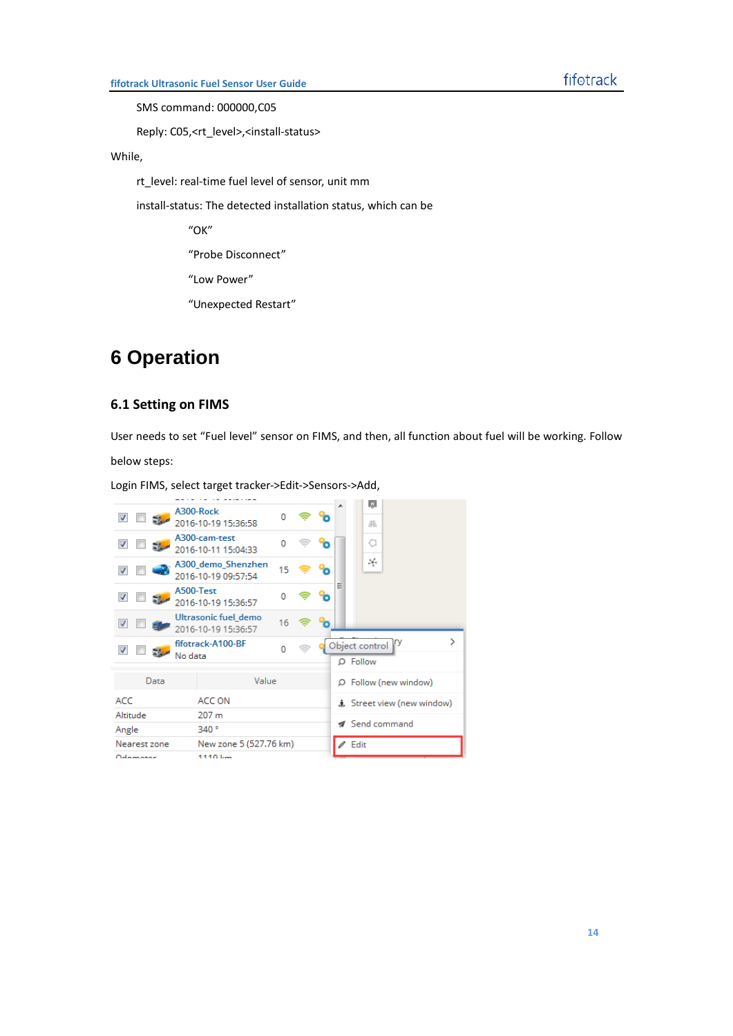SMS command: 000000,C05

Reply: C05,<rt_level>,<install-status>

While,

rt_level: real-time fuel level of sensor, unit mm

install-status: The detected installation status, which can be

"OK"

"Probe Disconnect"

"Low Power"

"Unexpected Restart"

# 6 Operation

## 6.1 Setting on FIMS

User needs to set "Fuel level" sensor on FIMS, and then, all function about fuel will be working. Follow below steps:

Login FIMS, select target tracker->Edit->Sensors->Add,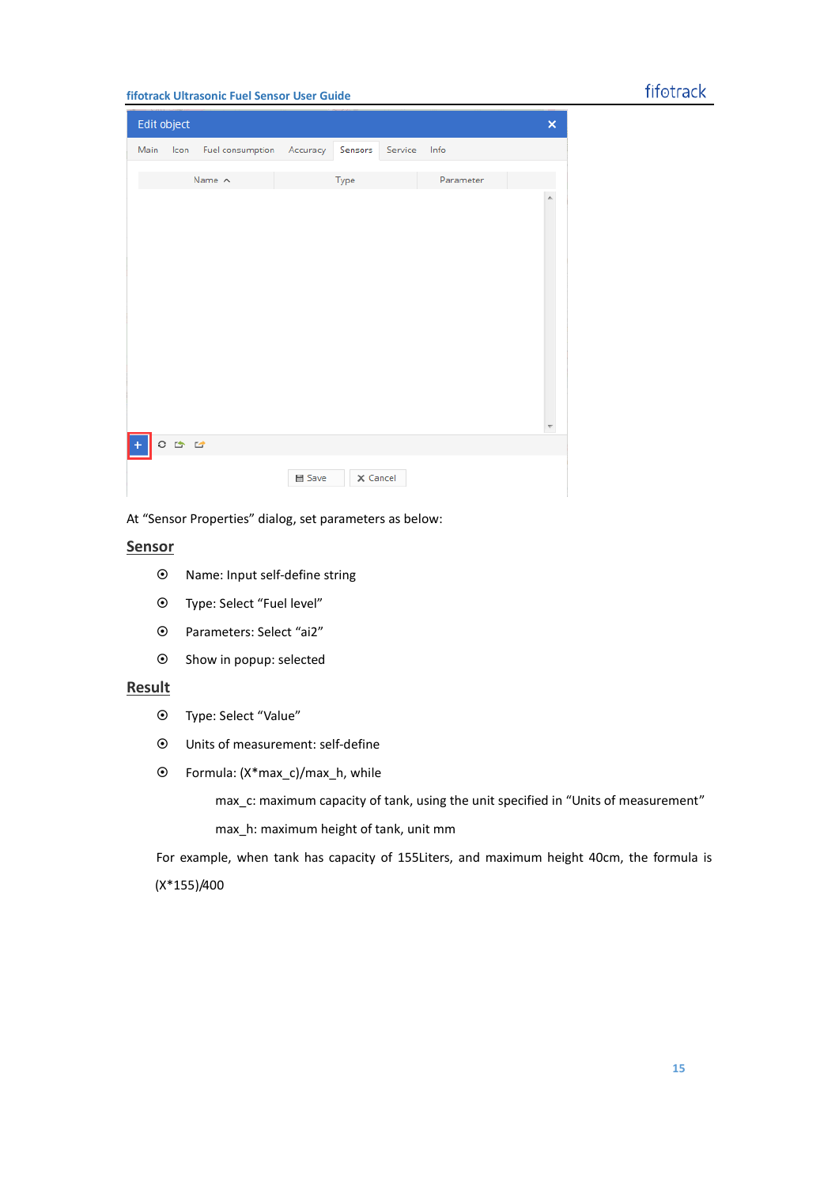At “Sensor Properties” dialog, set parameters as below:

## Sensor

- Name: Input self-define string
- Type: Select “Fuel level”
- Parameters: Select “ai2”
- Show in popup: selected

## Result

- Type: Select “Value”
- Units of measurement: self-define
- Formula: (X*max_c)/max_h, while

    max_c: maximum capacity of tank, using the unit specified in “Units of measurement”

    max_h: maximum height of tank, unit mm

For example, when tank has capacity of 155Liters, and maximum height 40cm, the formula is (X*155)/400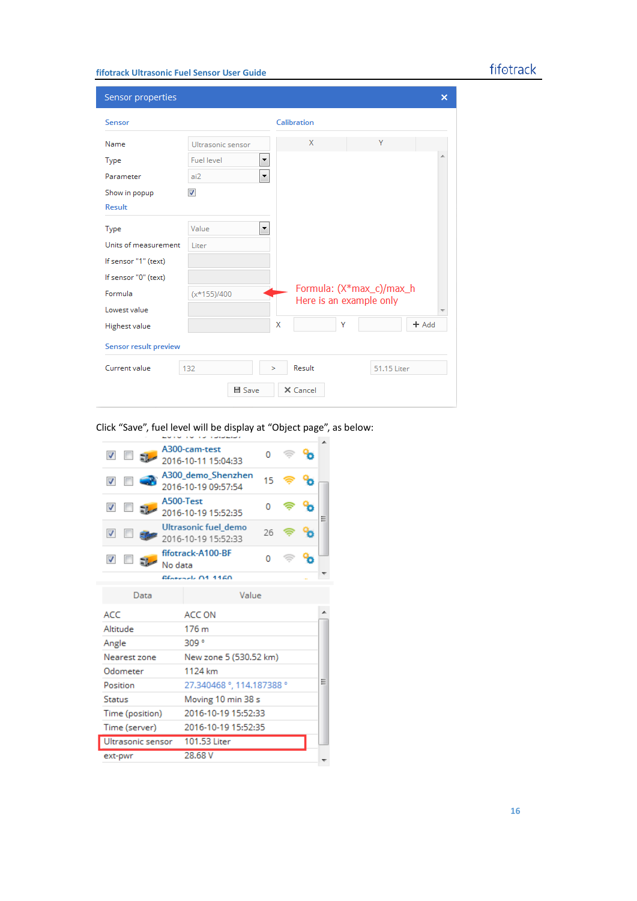**Sensor properties**

**Sensor**

| | |
|---|---|
| Name | Ultrasonic sensor |
| Type | Fuel level |
| Parameter | ai2 |
| Show in popup | ☑ |

**Result**

| | |
|---|---|
| Type | Value |
| Units of measurement | Liter |
| If sensor "1" (text) | |
| If sensor "0" (text) | |
| Formula | (x*155)/400 |
| Lowest value | |
| Highest value | |

**Calibration**

| X | Y |
|---|---|

Formula: (X*max_c)/max_h
Here is an example only

**Sensor result preview**

Current value: 132 > Result: 51.15 Liter

Save | Cancel

Click "Save", fuel level will be display at "Object page", as below:

| Object | Time | Speed |
|---|---|---|
| A300-cam-test | 2016-10-11 15:04:33 | 0 |
| A300_demo_Shenzhen | 2016-10-19 09:57:54 | 15 |
| A500-Test | 2016-10-19 15:52:35 | 0 |
| Ultrasonic fuel_demo | 2016-10-19 15:52:33 | 26 |
| fifotrack-A100-BF | No data | 0 |

| Data | Value |
|---|---|
| ACC | ACC ON |
| Altitude | 176 m |
| Angle | 309 ° |
| Nearest zone | New zone 5 (530.52 km) |
| Odometer | 1124 km |
| Position | 27.340468 °, 114.187388 ° |
| Status | Moving 10 min 38 s |
| Time (position) | 2016-10-19 15:52:33 |
| Time (server) | 2016-10-19 15:52:35 |
| Ultrasonic sensor | 101.53 Liter |
| ext-pwr | 28.68 V |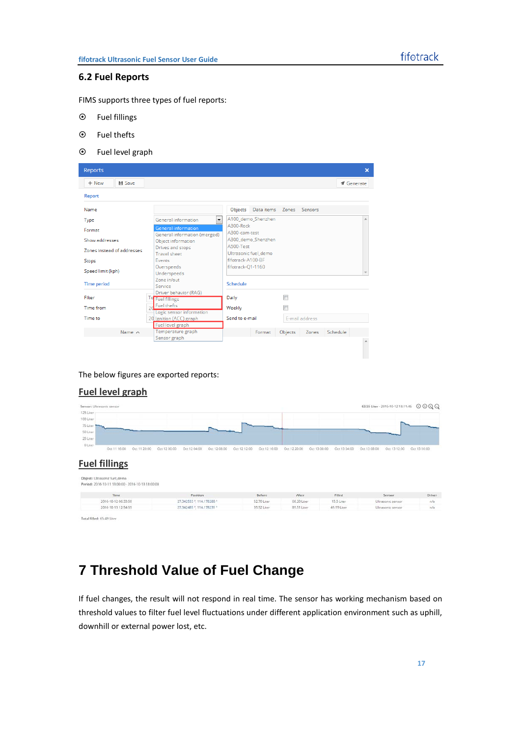## 6.2 Fuel Reports

FIMS supports three types of fuel reports:

- Fuel fillings
- Fuel thefts
- Fuel level graph

The below figures are exported reports:

**Fuel level graph**

**Fuel fillings**

# 7 Threshold Value of Fuel Change

If fuel changes, the result will not respond in real time. The sensor has working mechanism based on threshold values to filter fuel level fluctuations under different application environment such as uphill, downhill or external power lost, etc.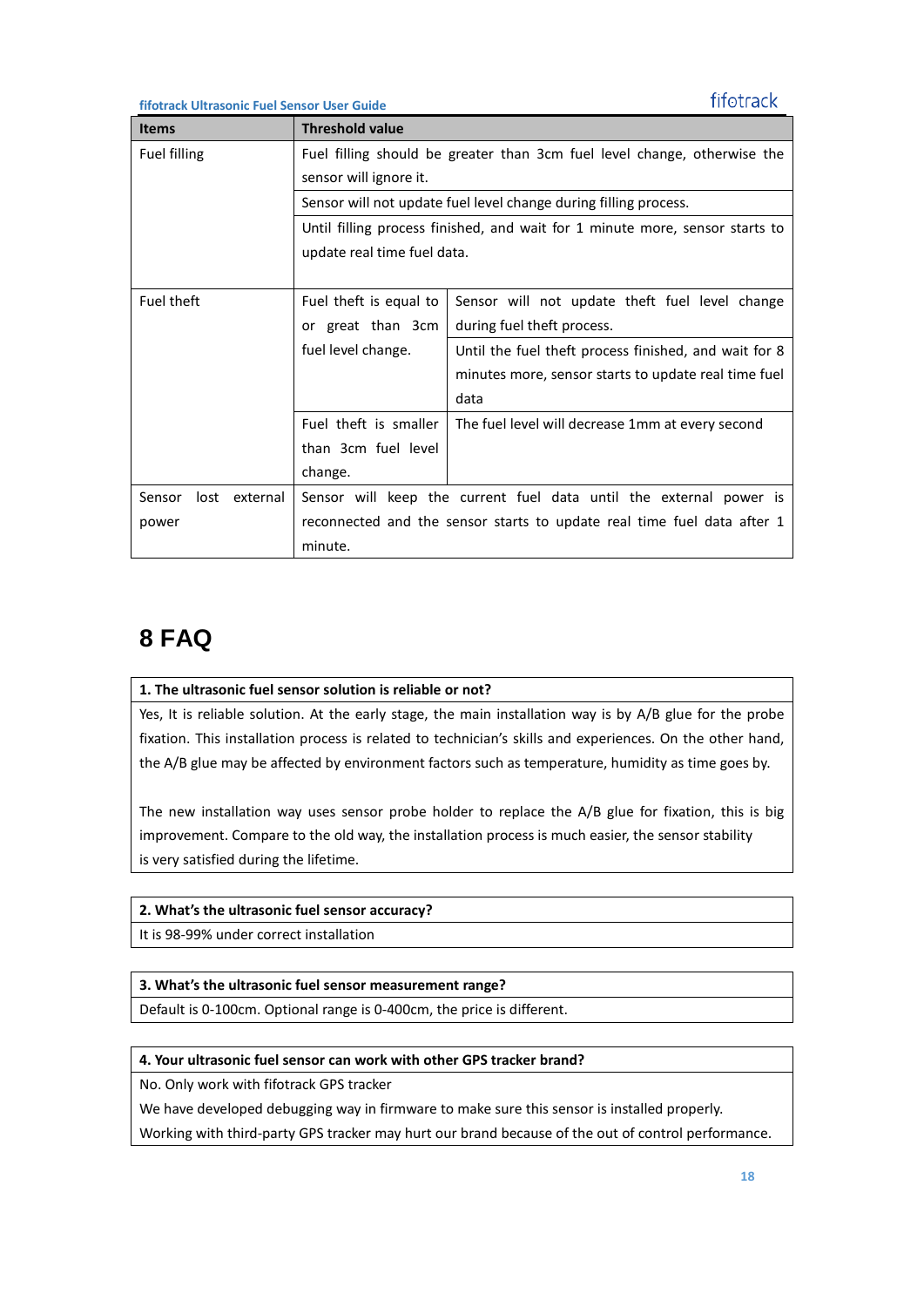| Items | Threshold value | |
|---|---|---|
| Fuel filling | Fuel filling should be greater than 3cm fuel level change, otherwise the sensor will ignore it. | |
| | Sensor will not update fuel level change during filling process. | |
| | Until filling process finished, and wait for 1 minute more, sensor starts to update real time fuel data. | |
| Fuel theft | Fuel theft is equal to or great than 3cm fuel level change. | Sensor will not update theft fuel level change during fuel theft process. |
| | | Until the fuel theft process finished, and wait for 8 minutes more, sensor starts to update real time fuel data |
| | Fuel theft is smaller than 3cm fuel level change. | The fuel level will decrease 1mm at every second |
| Sensor lost external power | Sensor will keep the current fuel data until the external power is reconnected and the sensor starts to update real time fuel data after 1 minute. | |

# 8 FAQ

**1. The ultrasonic fuel sensor solution is reliable or not?**

Yes, It is reliable solution. At the early stage, the main installation way is by A/B glue for the probe fixation. This installation process is related to technician's skills and experiences. On the other hand, the A/B glue may be affected by environment factors such as temperature, humidity as time goes by.

The new installation way uses sensor probe holder to replace the A/B glue for fixation, this is big improvement. Compare to the old way, the installation process is much easier, the sensor stability is very satisfied during the lifetime.

**2. What's the ultrasonic fuel sensor accuracy?**

It is 98-99% under correct installation

**3. What's the ultrasonic fuel sensor measurement range?**

Default is 0-100cm. Optional range is 0-400cm, the price is different.

**4. Your ultrasonic fuel sensor can work with other GPS tracker brand?**

No. Only work with fifotrack GPS tracker

We have developed debugging way in firmware to make sure this sensor is installed properly.

Working with third-party GPS tracker may hurt our brand because of the out of control performance.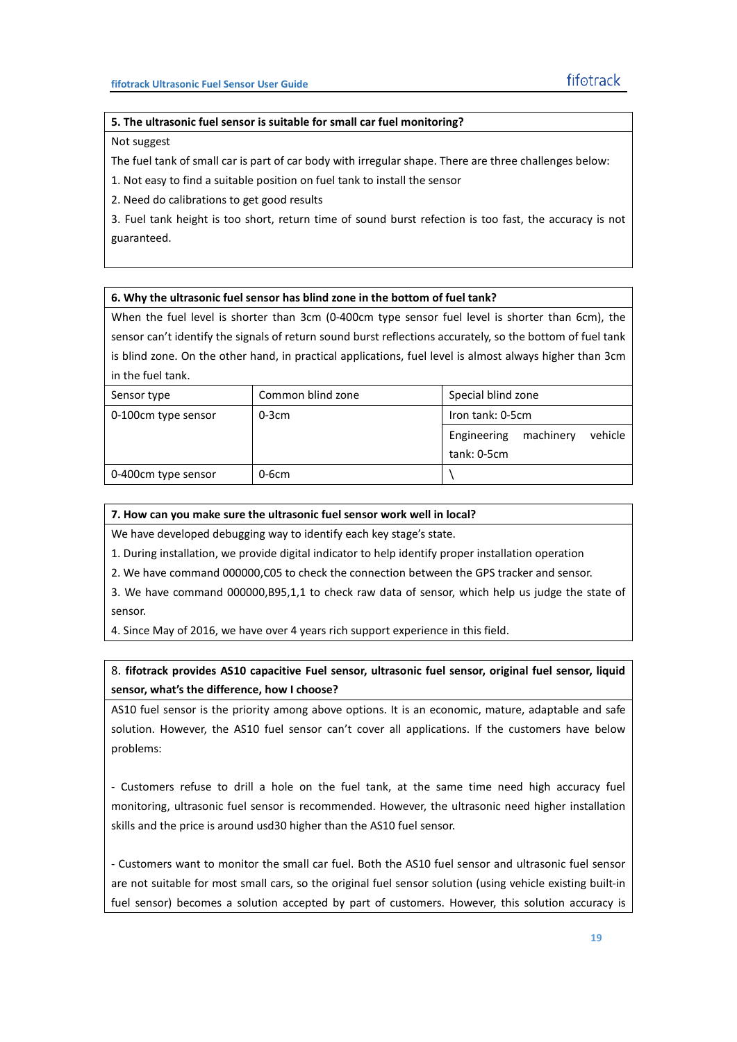**5. The ultrasonic fuel sensor is suitable for small car fuel monitoring?**

Not suggest

The fuel tank of small car is part of car body with irregular shape. There are three challenges below:

1. Not easy to find a suitable position on fuel tank to install the sensor
2. Need do calibrations to get good results
3. Fuel tank height is too short, return time of sound burst refection is too fast, the accuracy is not guaranteed.

**6. Why the ultrasonic fuel sensor has blind zone in the bottom of fuel tank?**

When the fuel level is shorter than 3cm (0-400cm type sensor fuel level is shorter than 6cm), the sensor can't identify the signals of return sound burst reflections accurately, so the bottom of fuel tank is blind zone. On the other hand, in practical applications, fuel level is almost always higher than 3cm in the fuel tank.

| Sensor type | Common blind zone | Special blind zone |
|---|---|---|
| 0-100cm type sensor | 0-3cm | Iron tank: 0-5cm |
| | | Engineering machinery vehicle tank: 0-5cm |
| 0-400cm type sensor | 0-6cm | \ |

**7. How can you make sure the ultrasonic fuel sensor work well in local?**

We have developed debugging way to identify each key stage's state.

1. During installation, we provide digital indicator to help identify proper installation operation
2. We have command 000000,C05 to check the connection between the GPS tracker and sensor.
3. We have command 000000,B95,1,1 to check raw data of sensor, which help us judge the state of sensor.
4. Since May of 2016, we have over 4 years rich support experience in this field.

8. **fifotrack provides AS10 capacitive Fuel sensor, ultrasonic fuel sensor, original fuel sensor, liquid sensor, what's the difference, how I choose?**

AS10 fuel sensor is the priority among above options. It is an economic, mature, adaptable and safe solution. However, the AS10 fuel sensor can't cover all applications. If the customers have below problems:

- Customers refuse to drill a hole on the fuel tank, at the same time need high accuracy fuel monitoring, ultrasonic fuel sensor is recommended. However, the ultrasonic need higher installation skills and the price is around usd30 higher than the AS10 fuel sensor.

- Customers want to monitor the small car fuel. Both the AS10 fuel sensor and ultrasonic fuel sensor are not suitable for most small cars, so the original fuel sensor solution (using vehicle existing built-in fuel sensor) becomes a solution accepted by part of customers. However, this solution accuracy is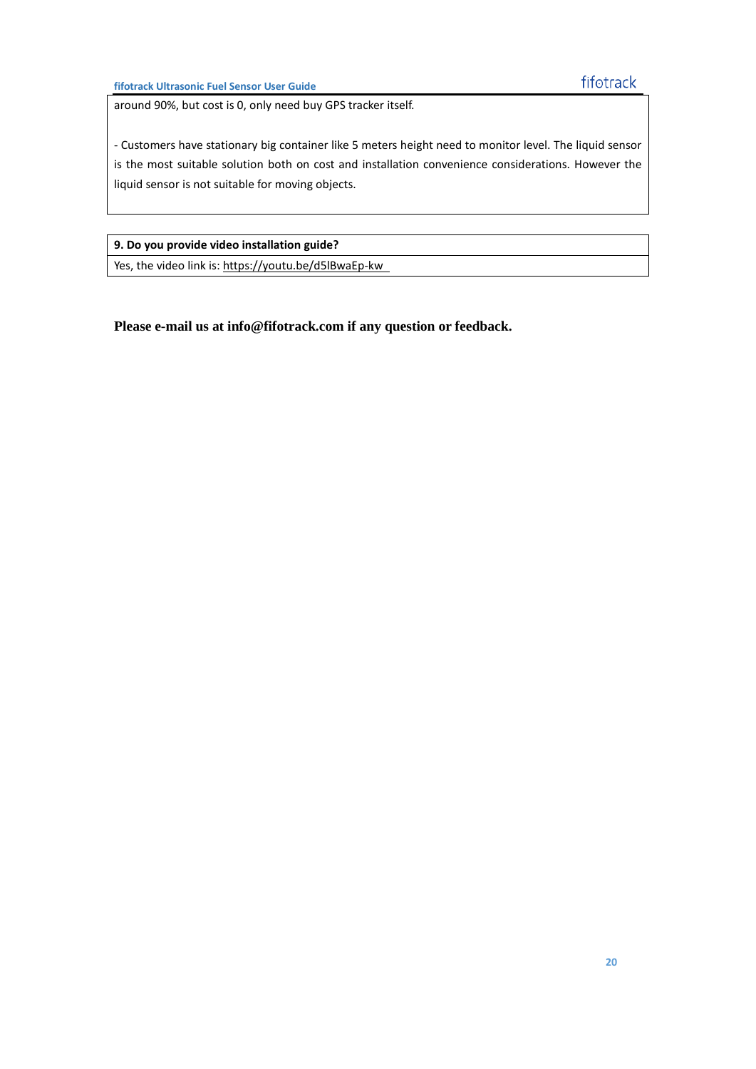around 90%, but cost is 0, only need buy GPS tracker itself.

- Customers have stationary big container like 5 meters height need to monitor level. The liquid sensor is the most suitable solution both on cost and installation convenience considerations. However the liquid sensor is not suitable for moving objects.

| **9. Do you provide video installation guide?** |
| --- |
| Yes, the video link is: https://youtu.be/d5lBwaEp-kw |

**Please e-mail us at info@fifotrack.com if any question or feedback.**